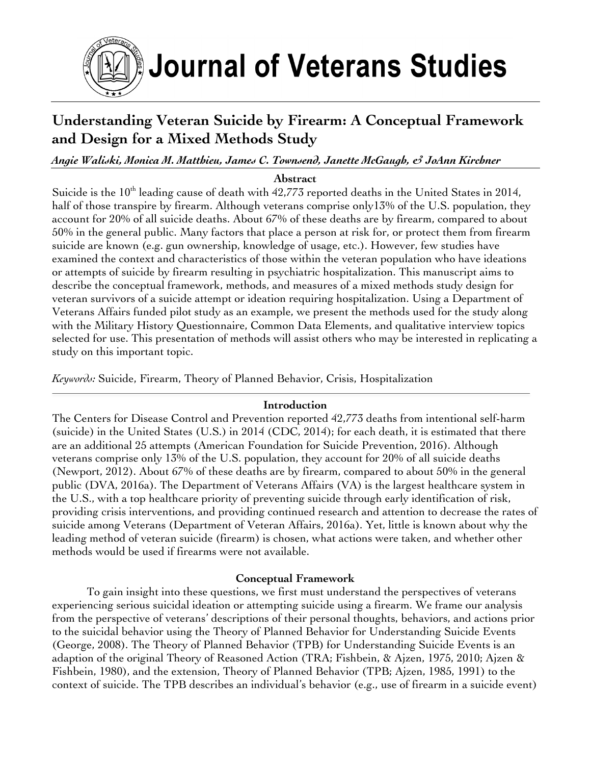# Journal of Veterans Studies

## Understanding Veteran Suicide by Firearm: A Conceptual Framework and Design for a Mixed Methods Study

*Angie Waliski, Monica M. Matthieu, James C. Townsend, Janette McGaugh, & JoAnn Kirchner*

### Abstract

Suicide is the 10th leading cause of death with 42,773 reported deaths in the United States in 2014, half of those transpire by firearm. Although veterans comprise only13% of the U.S. population, they account for 20% of all suicide deaths. About 67% of these deaths are by firearm, compared to about 50% in the general public. Many factors that place a person at risk for, or protect them from firearm suicide are known (e.g. gun ownership, knowledge of usage, etc.). However, few studies have examined the context and characteristics of those within the veteran population who have ideations or attempts of suicide by firearm resulting in psychiatric hospitalization. This manuscript aims to describe the conceptual framework, methods, and measures of a mixed methods study design for veteran survivors of a suicide attempt or ideation requiring hospitalization. Using a Department of Veterans Affairs funded pilot study as an example, we present the methods used for the study along with the Military History Questionnaire, Common Data Elements, and qualitative interview topics selected for use. This presentation of methods will assist others who may be interested in replicating a study on this important topic.

*Keywords:* Suicide, Firearm, Theory of Planned Behavior, Crisis, Hospitalization

### Introduction

The Centers for Disease Control and Prevention reported 42,773 deaths from intentional self-harm (suicide) in the United States (U.S.) in 2014 (CDC, 2014); for each death, it is estimated that there are an additional 25 attempts (American Foundation for Suicide Prevention, 2016). Although veterans comprise only 13% of the U.S. population, they account for 20% of all suicide deaths (Newport, 2012). About 67% of these deaths are by firearm, compared to about 50% in the general public (DVA, 2016a). The Department of Veterans Affairs (VA) is the largest healthcare system in the U.S., with a top healthcare priority of preventing suicide through early identification of risk, providing crisis interventions, and providing continued research and attention to decrease the rates of suicide among Veterans (Department of Veteran Affairs, 2016a). Yet, little is known about why the leading method of veteran suicide (firearm) is chosen, what actions were taken, and whether other methods would be used if firearms were not available.

### Conceptual Framework

To gain insight into these questions, we first must understand the perspectives of veterans experiencing serious suicidal ideation or attempting suicide using a firearm. We frame our analysis from the perspective of veterans' descriptions of their personal thoughts, behaviors, and actions prior to the suicidal behavior using the Theory of Planned Behavior for Understanding Suicide Events (George, 2008). The Theory of Planned Behavior (TPB) for Understanding Suicide Events is an adaption of the original Theory of Reasoned Action (TRA; Fishbein, & Ajzen, 1975, 2010; Ajzen & Fishbein, 1980), and the extension, Theory of Planned Behavior (TPB; Ajzen, 1985, 1991) to the context of suicide. The TPB describes an individual's behavior (e.g., use of firearm in a suicide event)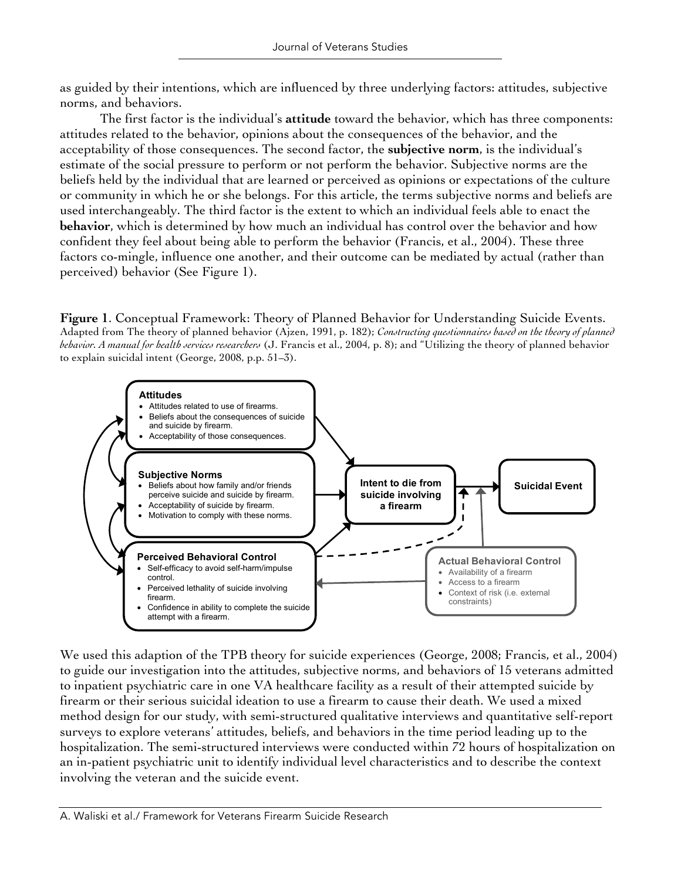as guided by their intentions, which are influenced by three underlying factors: attitudes, subjective norms, and behaviors.

The first factor is the individual's **attitude** toward the behavior, which has three components: attitudes related to the behavior, opinions about the consequences of the behavior, and the acceptability of those consequences. The second factor, the **subjective norm**, is the individual's estimate of the social pressure to perform or not perform the behavior. Subjective norms are the beliefs held by the individual that are learned or perceived as opinions or expectations of the culture or community in which he or she belongs. For this article, the terms subjective norms and beliefs are used interchangeably. The third factor is the extent to which an individual feels able to enact the **behavior**, which is determined by how much an individual has control over the behavior and how confident they feel about being able to perform the behavior (Francis, et al., 2004). These three factors co-mingle, influence one another, and their outcome can be mediated by actual (rather than perceived) behavior (See Figure 1).

**Figure 1**. Conceptual Framework: Theory of Planned Behavior for Understanding Suicide Events. Adapted from The theory of planned behavior (Ajzen, 1991, p. 182); *Constructing questionnaires based on the theory of planned behavior. A manual for health services researchers* (J. Francis et al., 2004, p. 8); and "Utilizing the theory of planned behavior to explain suicidal intent (George, 2008, p.p. 51–3).

**Attitudes**
- Attitudes related to use of firearms.
- Beliefs about the consequences of suicide and suicide by firearm.
- Acceptability of those consequences.

**Subjective Norms**
- Beliefs about how family and/or friends perceive suicide and suicide by firearm.
- Acceptability of suicide by firearm.
- Motivation to comply with these norms.

**Perceived Behavioral Control**
- Self-efficacy to avoid self-harm/impulse control.
- Perceived lethality of suicide involving firearm.
- Confidence in ability to complete the suicide attempt with a firearm.

**Intent to die from suicide involving a firearm**

**Suicidal Event**

**Actual Behavioral Control**
- Availability of a firearm
- Access to a firearm
- Context of risk (i.e. external constraints)

We used this adaption of the TPB theory for suicide experiences (George, 2008; Francis, et al., 2004) to guide our investigation into the attitudes, subjective norms, and behaviors of 15 veterans admitted to inpatient psychiatric care in one VA healthcare facility as a result of their attempted suicide by firearm or their serious suicidal ideation to use a firearm to cause their death. We used a mixed method design for our study, with semi-structured qualitative interviews and quantitative self-report surveys to explore veterans' attitudes, beliefs, and behaviors in the time period leading up to the hospitalization. The semi-structured interviews were conducted within 72 hours of hospitalization on an in-patient psychiatric unit to identify individual level characteristics and to describe the context involving the veteran and the suicide event.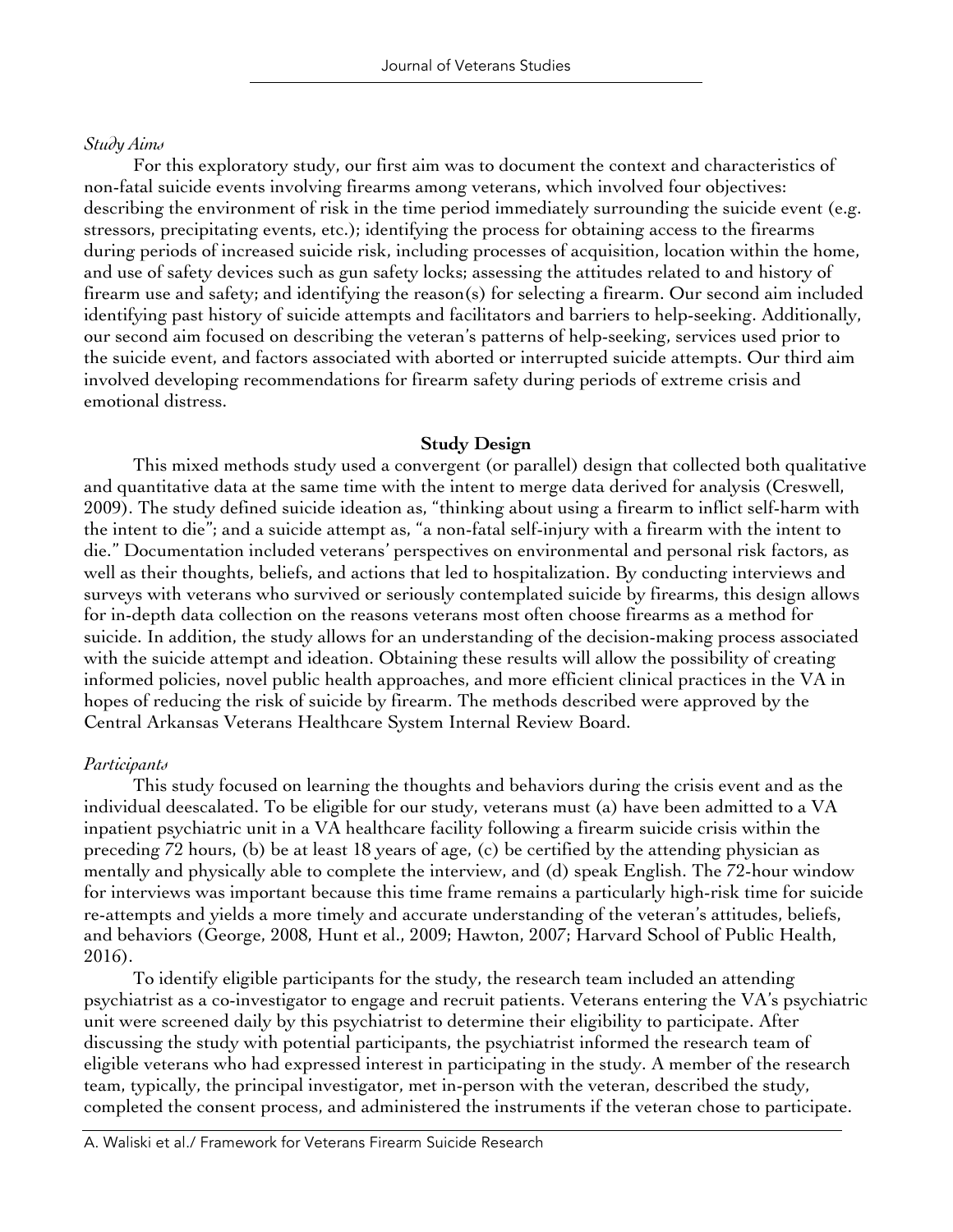*Study Aims*

For this exploratory study, our first aim was to document the context and characteristics of non-fatal suicide events involving firearms among veterans, which involved four objectives: describing the environment of risk in the time period immediately surrounding the suicide event (e.g. stressors, precipitating events, etc.); identifying the process for obtaining access to the firearms during periods of increased suicide risk, including processes of acquisition, location within the home, and use of safety devices such as gun safety locks; assessing the attitudes related to and history of firearm use and safety; and identifying the reason(s) for selecting a firearm. Our second aim included identifying past history of suicide attempts and facilitators and barriers to help-seeking. Additionally, our second aim focused on describing the veteran's patterns of help-seeking, services used prior to the suicide event, and factors associated with aborted or interrupted suicide attempts. Our third aim involved developing recommendations for firearm safety during periods of extreme crisis and emotional distress.

## Study Design

This mixed methods study used a convergent (or parallel) design that collected both qualitative and quantitative data at the same time with the intent to merge data derived for analysis (Creswell, 2009). The study defined suicide ideation as, "thinking about using a firearm to inflict self-harm with the intent to die"; and a suicide attempt as, "a non-fatal self-injury with a firearm with the intent to die." Documentation included veterans' perspectives on environmental and personal risk factors, as well as their thoughts, beliefs, and actions that led to hospitalization. By conducting interviews and surveys with veterans who survived or seriously contemplated suicide by firearms, this design allows for in-depth data collection on the reasons veterans most often choose firearms as a method for suicide. In addition, the study allows for an understanding of the decision-making process associated with the suicide attempt and ideation. Obtaining these results will allow the possibility of creating informed policies, novel public health approaches, and more efficient clinical practices in the VA in hopes of reducing the risk of suicide by firearm. The methods described were approved by the Central Arkansas Veterans Healthcare System Internal Review Board.

*Participants*

This study focused on learning the thoughts and behaviors during the crisis event and as the individual deescalated. To be eligible for our study, veterans must (a) have been admitted to a VA inpatient psychiatric unit in a VA healthcare facility following a firearm suicide crisis within the preceding 72 hours, (b) be at least 18 years of age, (c) be certified by the attending physician as mentally and physically able to complete the interview, and (d) speak English. The 72-hour window for interviews was important because this time frame remains a particularly high-risk time for suicide re-attempts and yields a more timely and accurate understanding of the veteran's attitudes, beliefs, and behaviors (George, 2008, Hunt et al., 2009; Hawton, 2007; Harvard School of Public Health, 2016).

To identify eligible participants for the study, the research team included an attending psychiatrist as a co-investigator to engage and recruit patients. Veterans entering the VA's psychiatric unit were screened daily by this psychiatrist to determine their eligibility to participate. After discussing the study with potential participants, the psychiatrist informed the research team of eligible veterans who had expressed interest in participating in the study. A member of the research team, typically, the principal investigator, met in-person with the veteran, described the study, completed the consent process, and administered the instruments if the veteran chose to participate.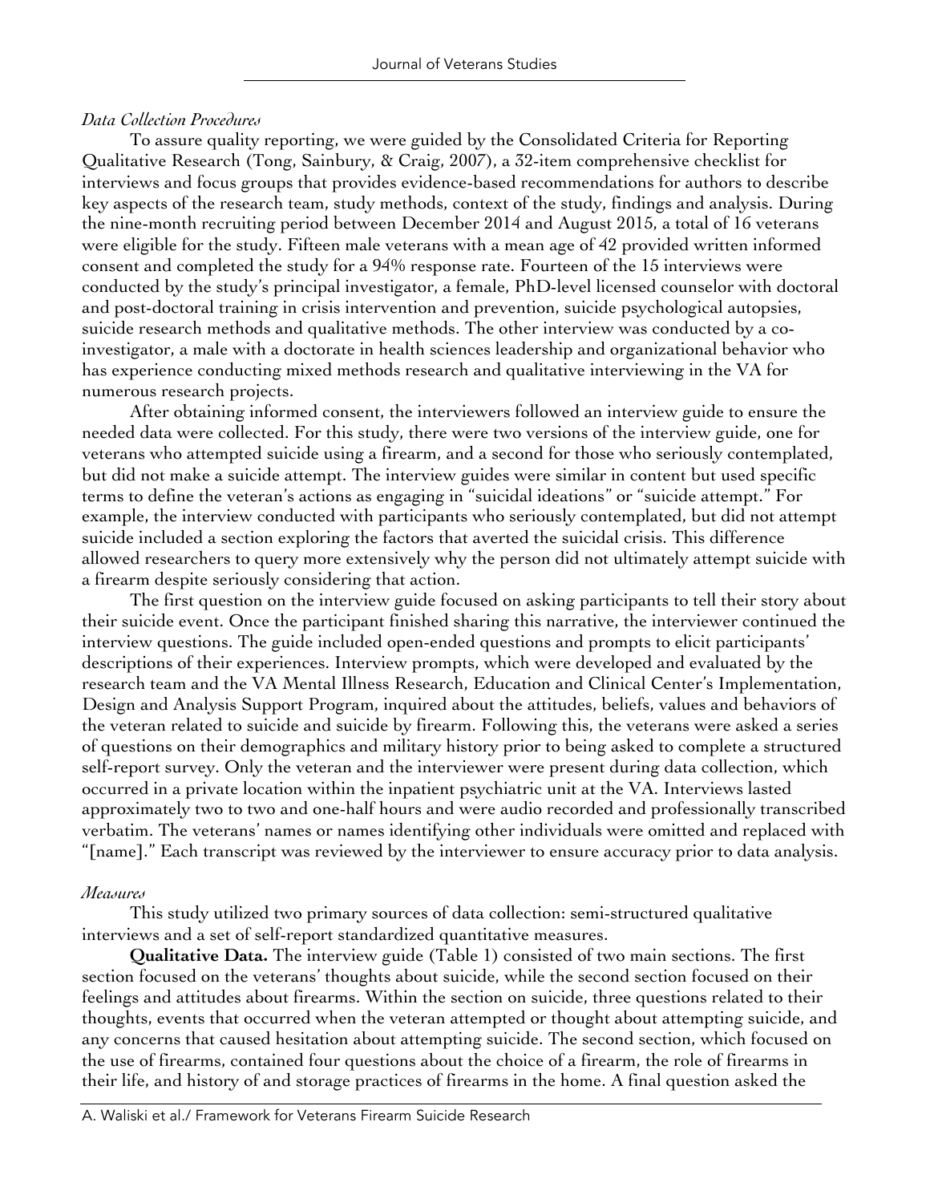*Data Collection Procedures*

To assure quality reporting, we were guided by the Consolidated Criteria for Reporting Qualitative Research (Tong, Sainbury, & Craig, 2007), a 32-item comprehensive checklist for interviews and focus groups that provides evidence-based recommendations for authors to describe key aspects of the research team, study methods, context of the study, findings and analysis. During the nine-month recruiting period between December 2014 and August 2015, a total of 16 veterans were eligible for the study. Fifteen male veterans with a mean age of 42 provided written informed consent and completed the study for a 94% response rate. Fourteen of the 15 interviews were conducted by the study's principal investigator, a female, PhD-level licensed counselor with doctoral and post-doctoral training in crisis intervention and prevention, suicide psychological autopsies, suicide research methods and qualitative methods. The other interview was conducted by a co-investigator, a male with a doctorate in health sciences leadership and organizational behavior who has experience conducting mixed methods research and qualitative interviewing in the VA for numerous research projects.

After obtaining informed consent, the interviewers followed an interview guide to ensure the needed data were collected. For this study, there were two versions of the interview guide, one for veterans who attempted suicide using a firearm, and a second for those who seriously contemplated, but did not make a suicide attempt. The interview guides were similar in content but used specific terms to define the veteran's actions as engaging in "suicidal ideations" or "suicide attempt." For example, the interview conducted with participants who seriously contemplated, but did not attempt suicide included a section exploring the factors that averted the suicidal crisis. This difference allowed researchers to query more extensively why the person did not ultimately attempt suicide with a firearm despite seriously considering that action.

The first question on the interview guide focused on asking participants to tell their story about their suicide event. Once the participant finished sharing this narrative, the interviewer continued the interview questions. The guide included open-ended questions and prompts to elicit participants' descriptions of their experiences. Interview prompts, which were developed and evaluated by the research team and the VA Mental Illness Research, Education and Clinical Center's Implementation, Design and Analysis Support Program, inquired about the attitudes, beliefs, values and behaviors of the veteran related to suicide and suicide by firearm. Following this, the veterans were asked a series of questions on their demographics and military history prior to being asked to complete a structured self-report survey. Only the veteran and the interviewer were present during data collection, which occurred in a private location within the inpatient psychiatric unit at the VA. Interviews lasted approximately two to two and one-half hours and were audio recorded and professionally transcribed verbatim. The veterans' names or names identifying other individuals were omitted and replaced with "[name]." Each transcript was reviewed by the interviewer to ensure accuracy prior to data analysis.

*Measures*

This study utilized two primary sources of data collection: semi-structured qualitative interviews and a set of self-report standardized quantitative measures.

**Qualitative Data.** The interview guide (Table 1) consisted of two main sections. The first section focused on the veterans' thoughts about suicide, while the second section focused on their feelings and attitudes about firearms. Within the section on suicide, three questions related to their thoughts, events that occurred when the veteran attempted or thought about attempting suicide, and any concerns that caused hesitation about attempting suicide. The second section, which focused on the use of firearms, contained four questions about the choice of a firearm, the role of firearms in their life, and history of and storage practices of firearms in the home. A final question asked the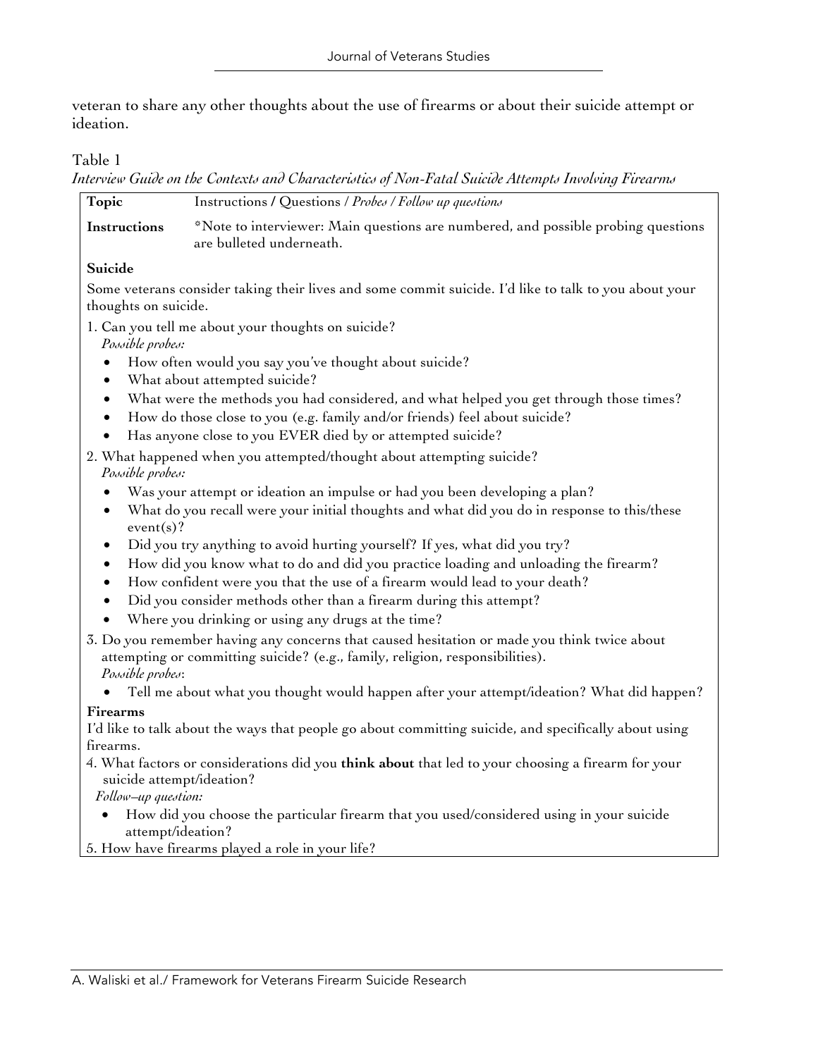veteran to share any other thoughts about the use of firearms or about their suicide attempt or ideation.

Table 1

*Interview Guide on the Contexts and Characteristics of Non-Fatal Suicide Attempts Involving Firearms*

| **Topic** | Instructions / Questions / *Probes / Follow up questions* |
|---|---|
| **Instructions** | *Note to interviewer: Main questions are numbered, and possible probing questions are bulleted underneath. |

**Suicide**

Some veterans consider taking their lives and some commit suicide. I'd like to talk to you about your thoughts on suicide.

1. Can you tell me about your thoughts on suicide?
   *Possible probes:*
   - How often would you say you've thought about suicide?
   - What about attempted suicide?
   - What were the methods you had considered, and what helped you get through those times?
   - How do those close to you (e.g. family and/or friends) feel about suicide?
   - Has anyone close to you EVER died by or attempted suicide?
2. What happened when you attempted/thought about attempting suicide?
   *Possible probes:*
   - Was your attempt or ideation an impulse or had you been developing a plan?
   - What do you recall were your initial thoughts and what did you do in response to this/these event(s)?
   - Did you try anything to avoid hurting yourself? If yes, what did you try?
   - How did you know what to do and did you practice loading and unloading the firearm?
   - How confident were you that the use of a firearm would lead to your death?
   - Did you consider methods other than a firearm during this attempt?
   - Where you drinking or using any drugs at the time?
3. Do you remember having any concerns that caused hesitation or made you think twice about attempting or committing suicide? (e.g., family, religion, responsibilities).
   *Possible probes*:
   - Tell me about what you thought would happen after your attempt/ideation? What did happen?

**Firearms**

I'd like to talk about the ways that people go about committing suicide, and specifically about using firearms.

4. What factors or considerations did you **think about** that led to your choosing a firearm for your suicide attempt/ideation?
   *Follow–up question:*
   - How did you choose the particular firearm that you used/considered using in your suicide attempt/ideation?
5. How have firearms played a role in your life?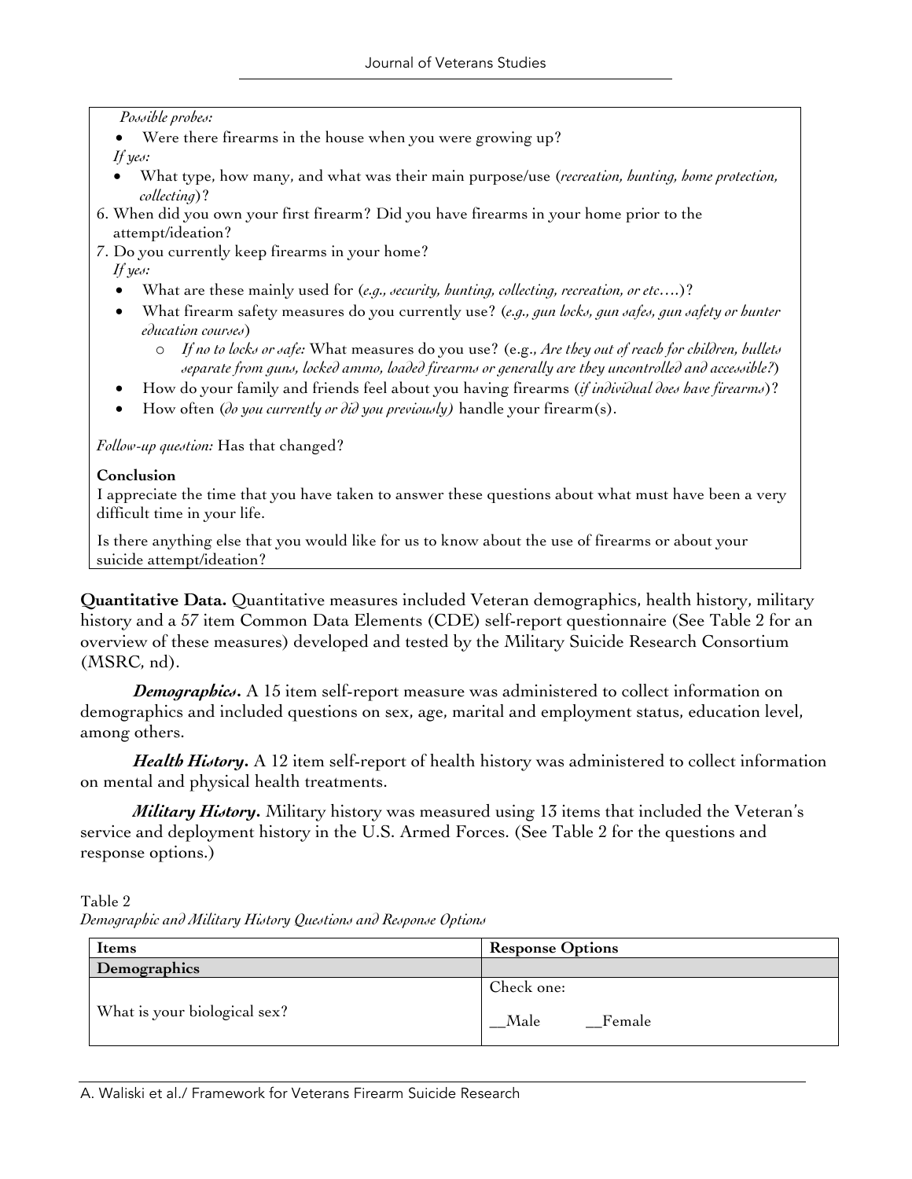*Possible probes:*

- Were there firearms in the house when you were growing up?

*If yes:*

- What type, how many, and what was their main purpose/use (*recreation, hunting, home protection, collecting*)?

6. When did you own your first firearm? Did you have firearms in your home prior to the attempt/ideation?
7. Do you currently keep firearms in your home?

*If yes:*

- What are these mainly used for (*e.g., security, hunting, collecting, recreation, or etc….*)?
- What firearm safety measures do you currently use? (*e.g., gun locks, gun safes, gun safety or hunter education courses*)
  - *If no to locks or safe:* What measures do you use? (e.g., *Are they out of reach for children, bullets separate from guns, locked ammo, loaded firearms or generally are they uncontrolled and accessible?*)
- How do your family and friends feel about you having firearms (*if individual does have firearms*)?
- How often (*do you currently or did you previously)* handle your firearm(s).

*Follow-up question:* Has that changed?

**Conclusion**

I appreciate the time that you have taken to answer these questions about what must have been a very difficult time in your life.

Is there anything else that you would like for us to know about the use of firearms or about your suicide attempt/ideation?

**Quantitative Data.** Quantitative measures included Veteran demographics, health history, military history and a 57 item Common Data Elements (CDE) self-report questionnaire (See Table 2 for an overview of these measures) developed and tested by the Military Suicide Research Consortium (MSRC, nd).

***Demographics.*** A 15 item self-report measure was administered to collect information on demographics and included questions on sex, age, marital and employment status, education level, among others.

***Health History.*** A 12 item self-report of health history was administered to collect information on mental and physical health treatments.

***Military History.*** Military history was measured using 13 items that included the Veteran's service and deployment history in the U.S. Armed Forces. (See Table 2 for the questions and response options.)

Table 2
*Demographic and Military History Questions and Response Options*

| **Items** | **Response Options** |
|---|---|
| **Demographics** | |
| What is your biological sex? | Check one:<br>__Male __Female |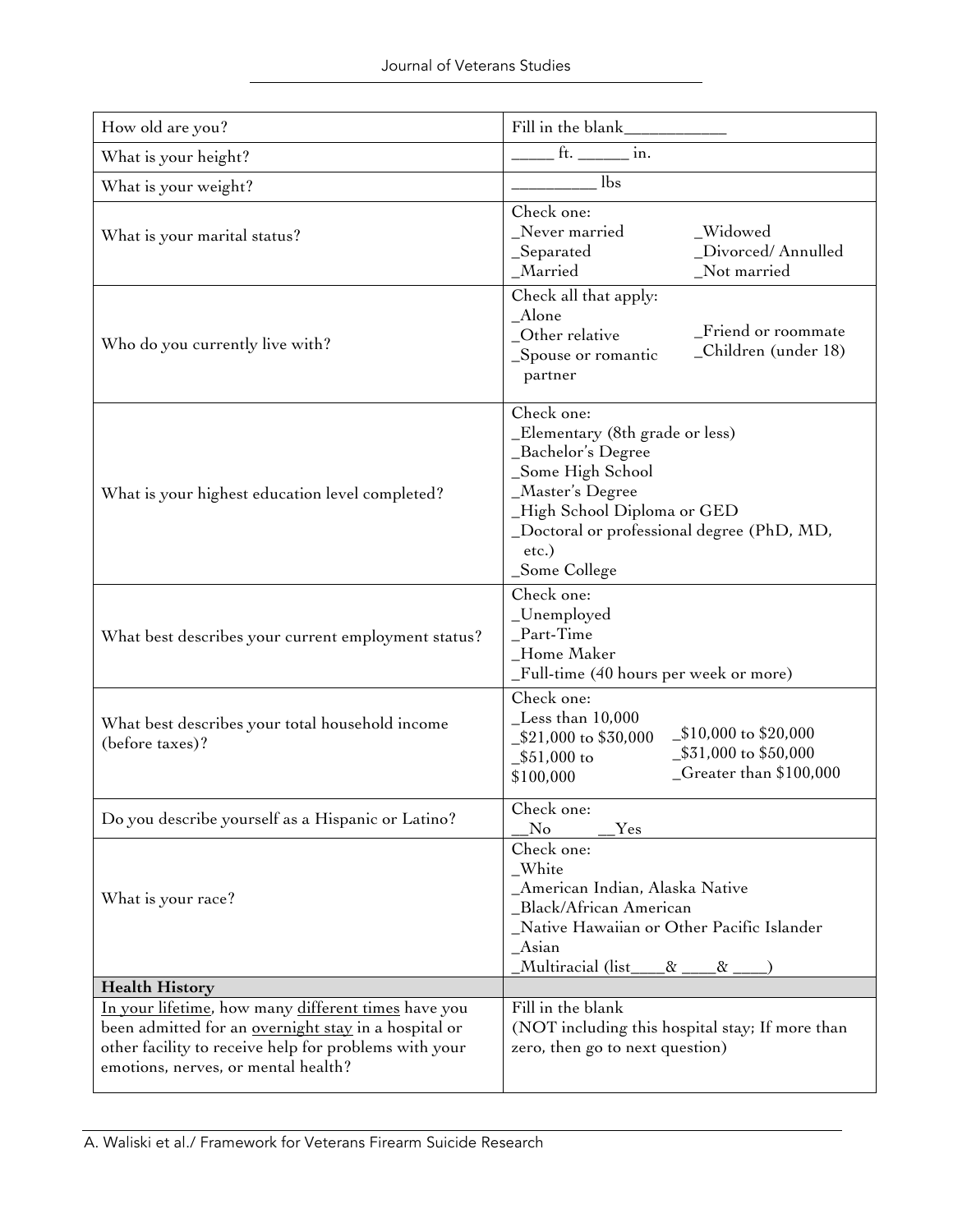| | |
|---|---|
| How old are you? | Fill in the blank___________ |
| What is your height? | _____ ft. ______ in. |
| What is your weight? | _________ lbs |
| What is your marital status? | Check one:<br>_Never married<br>_Separated<br>_Married<br>_Widowed<br>_Divorced/ Annulled<br>_Not married |
| Who do you currently live with? | Check all that apply:<br>_Alone<br>_Other relative<br>_Spouse or romantic partner<br>_Friend or roommate<br>_Children (under 18) |
| What is your highest education level completed? | Check one:<br>_Elementary (8th grade or less)<br>_Bachelor's Degree<br>_Some High School<br>_Master's Degree<br>_High School Diploma or GED<br>_Doctoral or professional degree (PhD, MD, etc.)<br>_Some College |
| What best describes your current employment status? | Check one:<br>_Unemployed<br>_Part-Time<br>_Home Maker<br>_Full-time (40 hours per week or more) |
| What best describes your total household income (before taxes)? | Check one:<br>_Less than 10,000<br>_$21,000 to $30,000<br>_$51,000 to $100,000<br>_$10,000 to $20,000<br>_$31,000 to $50,000<br>_Greater than $100,000 |
| Do you describe yourself as a Hispanic or Latino? | Check one:<br>__No __Yes |
| What is your race? | Check one:<br>_White<br>_American Indian, Alaska Native<br>_Black/African American<br>_Native Hawaiian or Other Pacific Islander<br>_Asian<br>_Multiracial (list____& ____& ____) |
| **Health History** | |
| <u>In your lifetime</u>, how many <u>different times</u> have you been admitted for an <u>overnight stay</u> in a hospital or other facility to receive help for problems with your emotions, nerves, or mental health? | Fill in the blank<br>(NOT including this hospital stay; If more than zero, then go to next question) |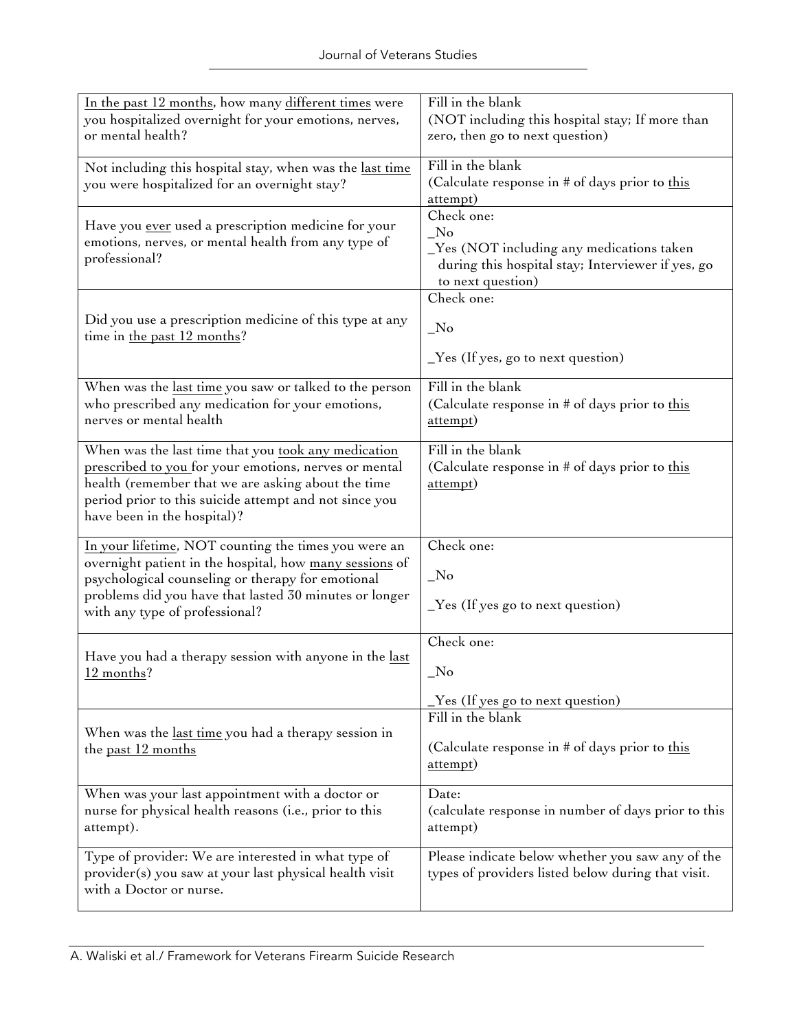| | |
|---|---|
| In the past 12 months, how many different times were you hospitalized overnight for your emotions, nerves, or mental health? | Fill in the blank (NOT including this hospital stay; If more than zero, then go to next question) |
| Not including this hospital stay, when was the last time you were hospitalized for an overnight stay? | Fill in the blank (Calculate response in # of days prior to this attempt) |
| Have you ever used a prescription medicine for your emotions, nerves, or mental health from any type of professional? | Check one: _No _Yes (NOT including any medications taken during this hospital stay; Interviewer if yes, go to next question) |
| Did you use a prescription medicine of this type at any time in the past 12 months? | Check one: _No _Yes (If yes, go to next question) |
| When was the last time you saw or talked to the person who prescribed any medication for your emotions, nerves or mental health | Fill in the blank (Calculate response in # of days prior to this attempt) |
| When was the last time that you took any medication prescribed to you for your emotions, nerves or mental health (remember that we are asking about the time period prior to this suicide attempt and not since you have been in the hospital)? | Fill in the blank (Calculate response in # of days prior to this attempt) |
| In your lifetime, NOT counting the times you were an overnight patient in the hospital, how many sessions of psychological counseling or therapy for emotional problems did you have that lasted 30 minutes or longer with any type of professional? | Check one: _No _Yes (If yes go to next question) |
| Have you had a therapy session with anyone in the last 12 months? | Check one: _No _Yes (If yes go to next question) |
| When was the last time you had a therapy session in the past 12 months | Fill in the blank (Calculate response in # of days prior to this attempt) |
| When was your last appointment with a doctor or nurse for physical health reasons (i.e., prior to this attempt). | Date: (calculate response in number of days prior to this attempt) |
| Type of provider: We are interested in what type of provider(s) you saw at your last physical health visit with a Doctor or nurse. | Please indicate below whether you saw any of the types of providers listed below during that visit. |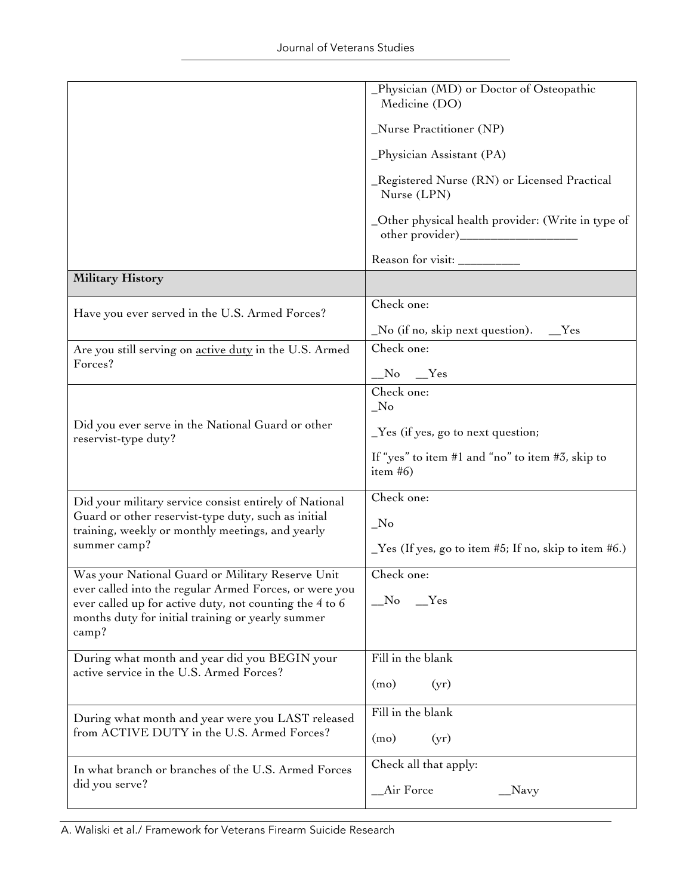| | |
|---|---|
| | _Physician (MD) or Doctor of Osteopathic Medicine (DO)<br><br>_Nurse Practitioner (NP)<br><br>_Physician Assistant (PA)<br><br>_Registered Nurse (RN) or Licensed Practical Nurse (LPN)<br><br>_Other physical health provider: (Write in type of other provider)__________________<br><br>Reason for visit: _________ |
| **Military History** | |
| Have you ever served in the U.S. Armed Forces? | Check one:<br><br>_No (if no, skip next question). __Yes |
| Are you still serving on <u>active duty</u> in the U.S. Armed Forces? | Check one:<br><br>__No __Yes |
| Did you ever serve in the National Guard or other reservist-type duty? | Check one:<br>_No<br><br>_Yes (if yes, go to next question;<br><br>If "yes" to item #1 and "no" to item #3, skip to item #6) |
| Did your military service consist entirely of National Guard or other reservist-type duty, such as initial training, weekly or monthly meetings, and yearly summer camp? | Check one:<br><br>_No<br><br>_Yes (If yes, go to item #5; If no, skip to item #6.) |
| Was your National Guard or Military Reserve Unit ever called into the regular Armed Forces, or were you ever called up for active duty, not counting the 4 to 6 months duty for initial training or yearly summer camp? | Check one:<br><br>__No __Yes |
| During what month and year did you BEGIN your active service in the U.S. Armed Forces? | Fill in the blank<br><br>(mo) (yr) |
| During what month and year were you LAST released from ACTIVE DUTY in the U.S. Armed Forces? | Fill in the blank<br><br>(mo) (yr) |
| In what branch or branches of the U.S. Armed Forces did you serve? | Check all that apply:<br><br>__Air Force __Navy |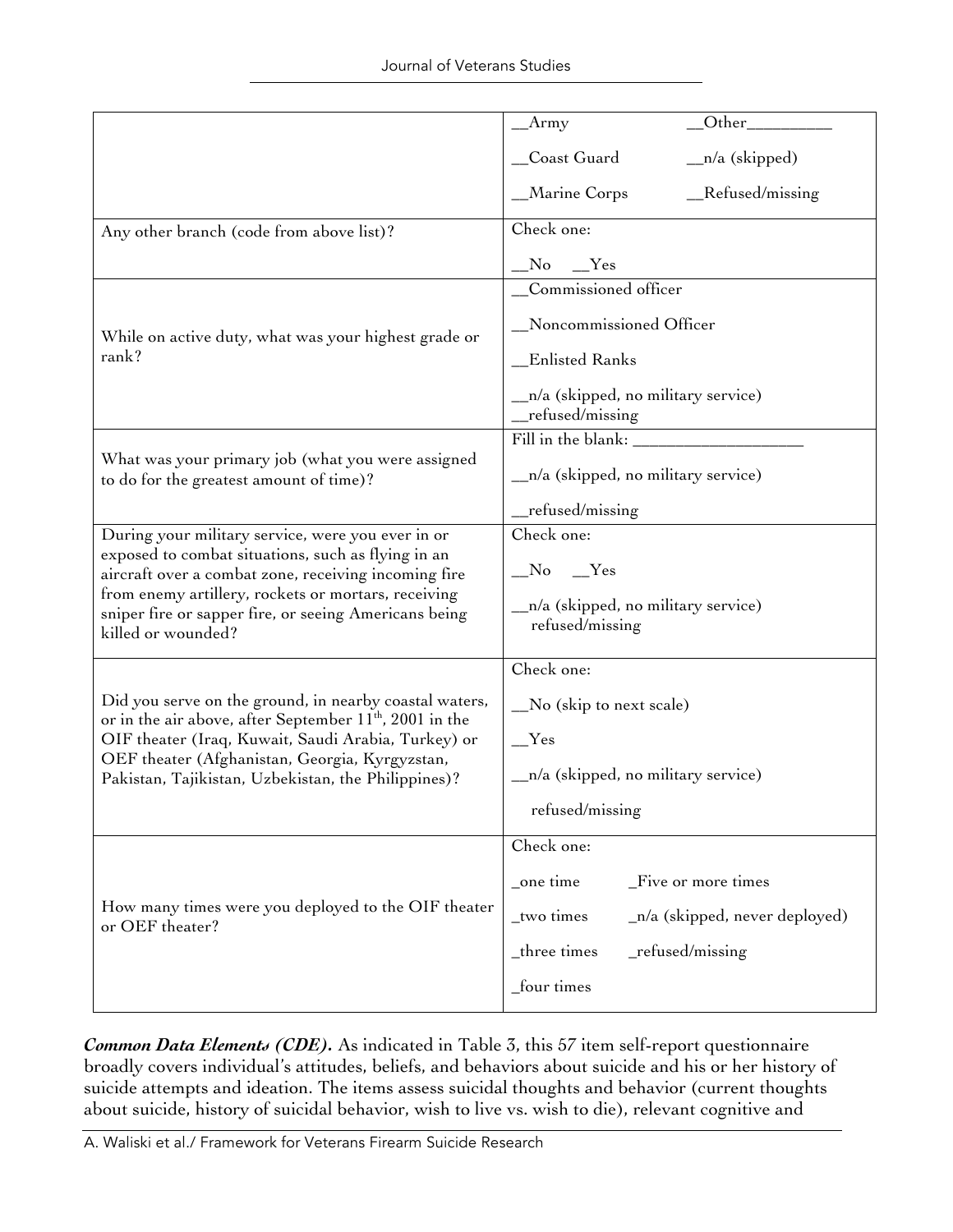| | |
|---|---|
| | __Army __Other_________ <br> __Coast Guard __n/a (skipped) <br> __Marine Corps __Refused/missing |
| Any other branch (code from above list)? | Check one: <br> __No __Yes |
| While on active duty, what was your highest grade or rank? | __Commissioned officer <br> __Noncommissioned Officer <br> __Enlisted Ranks <br> __n/a (skipped, no military service) <br> __refused/missing |
| What was your primary job (what you were assigned to do for the greatest amount of time)? | Fill in the blank: ___________________ <br> __n/a (skipped, no military service) <br> __refused/missing |
| During your military service, were you ever in or exposed to combat situations, such as flying in an aircraft over a combat zone, receiving incoming fire from enemy artillery, rockets or mortars, receiving sniper fire or sapper fire, or seeing Americans being killed or wounded? | Check one: <br> __No __Yes <br> __n/a (skipped, no military service) <br> refused/missing |
| Did you serve on the ground, in nearby coastal waters, or in the air above, after September 11th, 2001 in the OIF theater (Iraq, Kuwait, Saudi Arabia, Turkey) or OEF theater (Afghanistan, Georgia, Kyrgyzstan, Pakistan, Tajikistan, Uzbekistan, the Philippines)? | Check one: <br> __No (skip to next scale) <br> __Yes <br> __n/a (skipped, no military service) <br> refused/missing |
| How many times were you deployed to the OIF theater or OEF theater? | Check one: <br> _one time _Five or more times <br> _two times _n/a (skipped, never deployed) <br> _three times _refused/missing <br> _four times |

***Common Data Elements (CDE).*** As indicated in Table 3, this 57 item self-report questionnaire broadly covers individual's attitudes, beliefs, and behaviors about suicide and his or her history of suicide attempts and ideation. The items assess suicidal thoughts and behavior (current thoughts about suicide, history of suicidal behavior, wish to live vs. wish to die), relevant cognitive and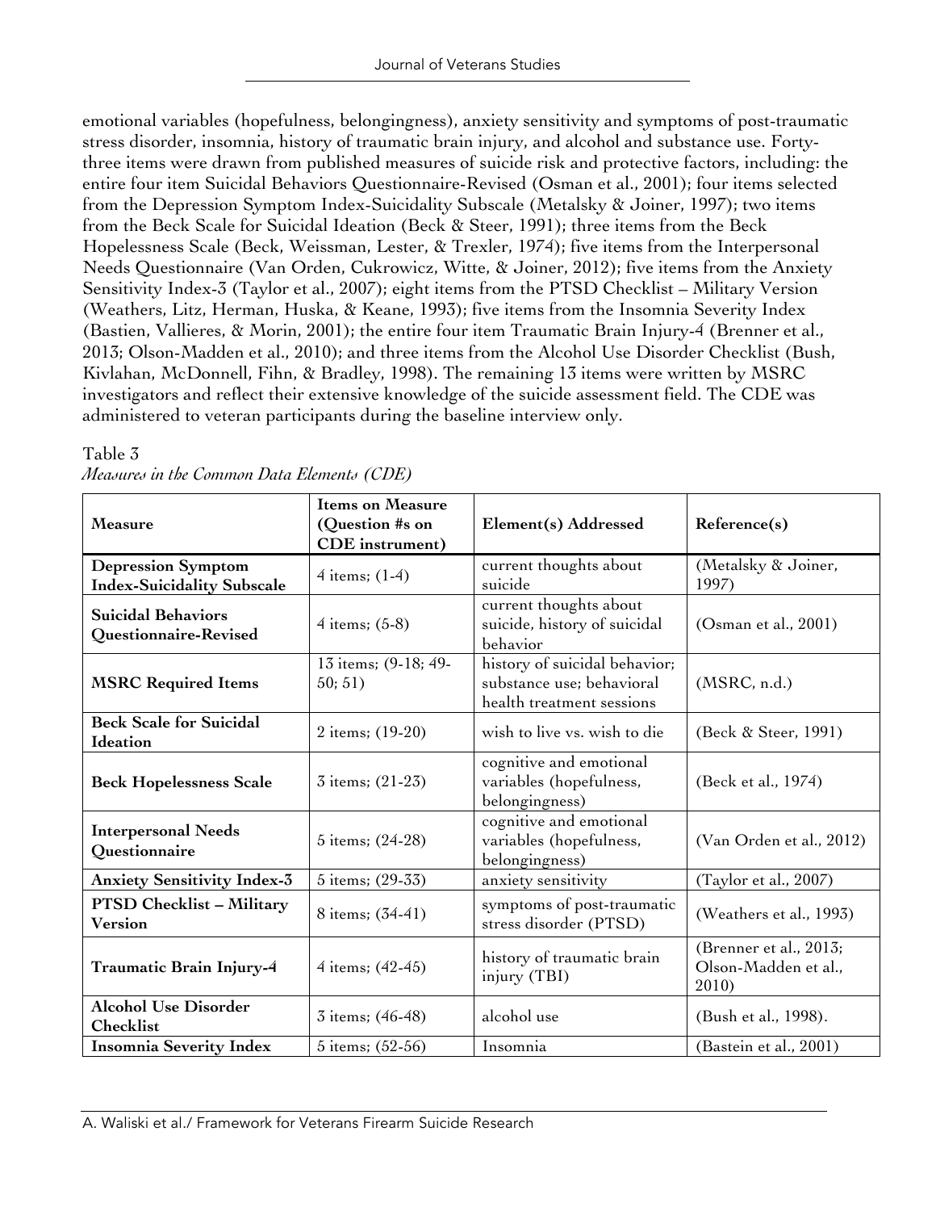emotional variables (hopefulness, belongingness), anxiety sensitivity and symptoms of post-traumatic stress disorder, insomnia, history of traumatic brain injury, and alcohol and substance use. Forty-three items were drawn from published measures of suicide risk and protective factors, including: the entire four item Suicidal Behaviors Questionnaire-Revised (Osman et al., 2001); four items selected from the Depression Symptom Index-Suicidality Subscale (Metalsky & Joiner, 1997); two items from the Beck Scale for Suicidal Ideation (Beck & Steer, 1991); three items from the Beck Hopelessness Scale (Beck, Weissman, Lester, & Trexler, 1974); five items from the Interpersonal Needs Questionnaire (Van Orden, Cukrowicz, Witte, & Joiner, 2012); five items from the Anxiety Sensitivity Index-3 (Taylor et al., 2007); eight items from the PTSD Checklist – Military Version (Weathers, Litz, Herman, Huska, & Keane, 1993); five items from the Insomnia Severity Index (Bastien, Vallieres, & Morin, 2001); the entire four item Traumatic Brain Injury-4 (Brenner et al., 2013; Olson-Madden et al., 2010); and three items from the Alcohol Use Disorder Checklist (Bush, Kivlahan, McDonnell, Fihn, & Bradley, 1998). The remaining 13 items were written by MSRC investigators and reflect their extensive knowledge of the suicide assessment field. The CDE was administered to veteran participants during the baseline interview only.

Table 3
*Measures in the Common Data Elements (CDE)*

| Measure | Items on Measure (Question #s on CDE instrument) | Element(s) Addressed | Reference(s) |
|---|---|---|---|
| **Depression Symptom Index-Suicidality Subscale** | 4 items; (1-4) | current thoughts about suicide | (Metalsky & Joiner, 1997) |
| **Suicidal Behaviors Questionnaire-Revised** | 4 items; (5-8) | current thoughts about suicide, history of suicidal behavior | (Osman et al., 2001) |
| **MSRC Required Items** | 13 items; (9-18; 49-50; 51) | history of suicidal behavior; substance use; behavioral health treatment sessions | (MSRC, n.d.) |
| **Beck Scale for Suicidal Ideation** | 2 items; (19-20) | wish to live vs. wish to die | (Beck & Steer, 1991) |
| **Beck Hopelessness Scale** | 3 items; (21-23) | cognitive and emotional variables (hopefulness, belongingness) | (Beck et al., 1974) |
| **Interpersonal Needs Questionnaire** | 5 items; (24-28) | cognitive and emotional variables (hopefulness, belongingness) | (Van Orden et al., 2012) |
| **Anxiety Sensitivity Index-3** | 5 items; (29-33) | anxiety sensitivity | (Taylor et al., 2007) |
| **PTSD Checklist – Military Version** | 8 items; (34-41) | symptoms of post-traumatic stress disorder (PTSD) | (Weathers et al., 1993) |
| **Traumatic Brain Injury-4** | 4 items; (42-45) | history of traumatic brain injury (TBI) | (Brenner et al., 2013; Olson-Madden et al., 2010) |
| **Alcohol Use Disorder Checklist** | 3 items; (46-48) | alcohol use | (Bush et al., 1998). |
| **Insomnia Severity Index** | 5 items; (52-56) | Insomnia | (Bastein et al., 2001) |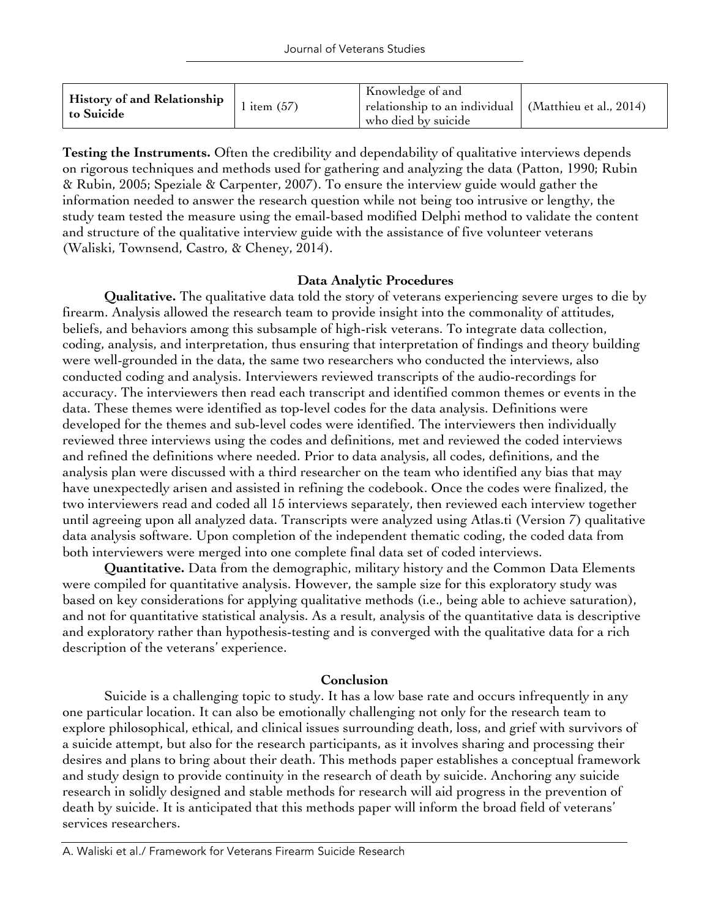| History of and Relationship to Suicide | 1 item (57) | Knowledge of and relationship to an individual who died by suicide | (Matthieu et al., 2014) |
|---|---|---|---|

**Testing the Instruments.** Often the credibility and dependability of qualitative interviews depends on rigorous techniques and methods used for gathering and analyzing the data (Patton, 1990; Rubin & Rubin, 2005; Speziale & Carpenter, 2007). To ensure the interview guide would gather the information needed to answer the research question while not being too intrusive or lengthy, the study team tested the measure using the email-based modified Delphi method to validate the content and structure of the qualitative interview guide with the assistance of five volunteer veterans (Waliski, Townsend, Castro, & Cheney, 2014).

### Data Analytic Procedures

**Qualitative.** The qualitative data told the story of veterans experiencing severe urges to die by firearm. Analysis allowed the research team to provide insight into the commonality of attitudes, beliefs, and behaviors among this subsample of high-risk veterans. To integrate data collection, coding, analysis, and interpretation, thus ensuring that interpretation of findings and theory building were well-grounded in the data, the same two researchers who conducted the interviews, also conducted coding and analysis. Interviewers reviewed transcripts of the audio-recordings for accuracy. The interviewers then read each transcript and identified common themes or events in the data. These themes were identified as top-level codes for the data analysis. Definitions were developed for the themes and sub-level codes were identified. The interviewers then individually reviewed three interviews using the codes and definitions, met and reviewed the coded interviews and refined the definitions where needed. Prior to data analysis, all codes, definitions, and the analysis plan were discussed with a third researcher on the team who identified any bias that may have unexpectedly arisen and assisted in refining the codebook. Once the codes were finalized, the two interviewers read and coded all 15 interviews separately, then reviewed each interview together until agreeing upon all analyzed data. Transcripts were analyzed using Atlas.ti (Version 7) qualitative data analysis software. Upon completion of the independent thematic coding, the coded data from both interviewers were merged into one complete final data set of coded interviews.

**Quantitative.** Data from the demographic, military history and the Common Data Elements were compiled for quantitative analysis. However, the sample size for this exploratory study was based on key considerations for applying qualitative methods (i.e., being able to achieve saturation), and not for quantitative statistical analysis. As a result, analysis of the quantitative data is descriptive and exploratory rather than hypothesis-testing and is converged with the qualitative data for a rich description of the veterans' experience.

### Conclusion

Suicide is a challenging topic to study. It has a low base rate and occurs infrequently in any one particular location. It can also be emotionally challenging not only for the research team to explore philosophical, ethical, and clinical issues surrounding death, loss, and grief with survivors of a suicide attempt, but also for the research participants, as it involves sharing and processing their desires and plans to bring about their death. This methods paper establishes a conceptual framework and study design to provide continuity in the research of death by suicide. Anchoring any suicide research in solidly designed and stable methods for research will aid progress in the prevention of death by suicide. It is anticipated that this methods paper will inform the broad field of veterans' services researchers.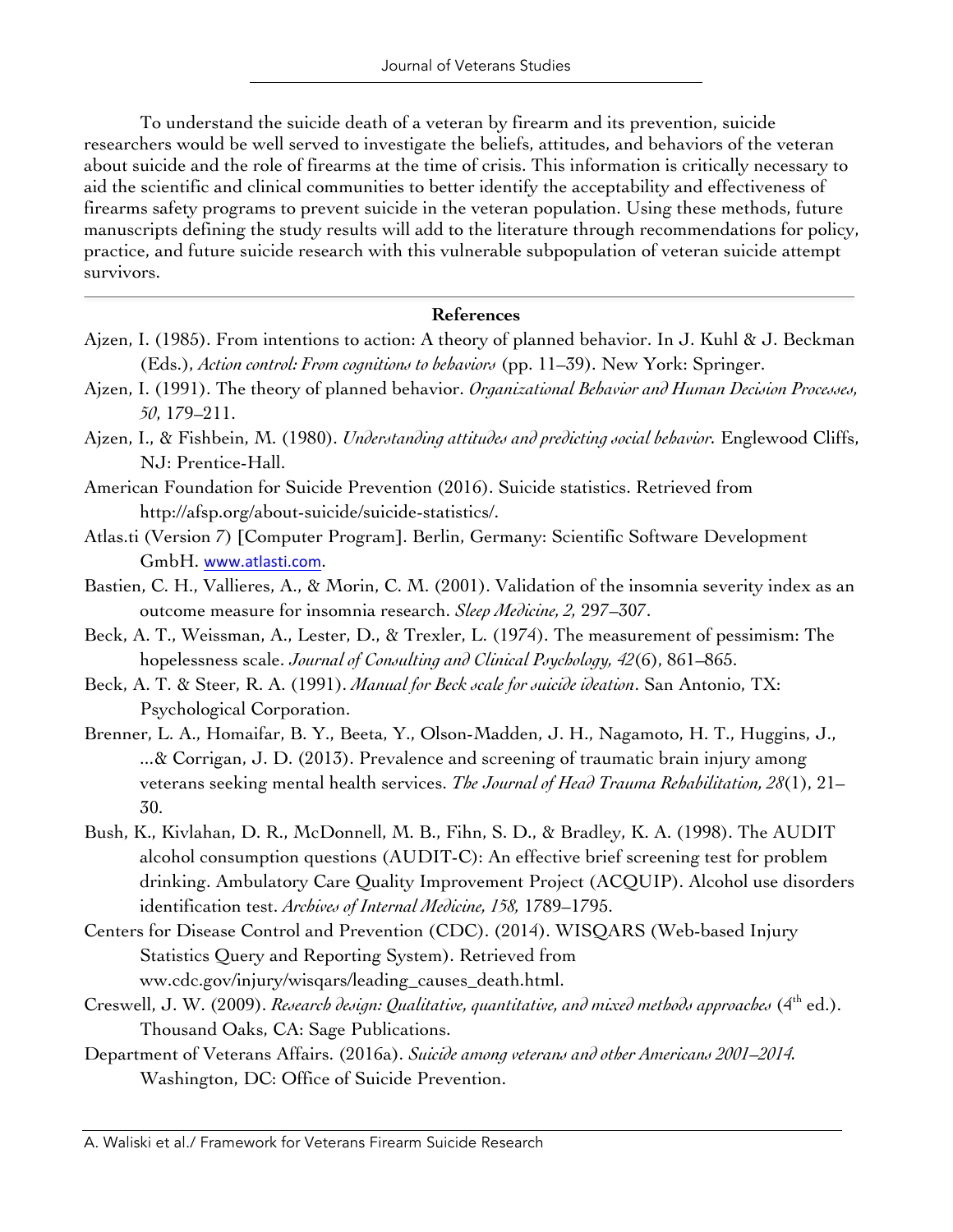To understand the suicide death of a veteran by firearm and its prevention, suicide researchers would be well served to investigate the beliefs, attitudes, and behaviors of the veteran about suicide and the role of firearms at the time of crisis. This information is critically necessary to aid the scientific and clinical communities to better identify the acceptability and effectiveness of firearms safety programs to prevent suicide in the veteran population. Using these methods, future manuscripts defining the study results will add to the literature through recommendations for policy, practice, and future suicide research with this vulnerable subpopulation of veteran suicide attempt survivors.

## References

Ajzen, I. (1985). From intentions to action: A theory of planned behavior. In J. Kuhl & J. Beckman (Eds.), *Action control: From cognitions to behaviors* (pp. 11–39). New York: Springer.

Ajzen, I. (1991). The theory of planned behavior. *Organizational Behavior and Human Decision Processes, 50*, 179–211.

Ajzen, I., & Fishbein, M. (1980). *Understanding attitudes and predicting social behavior.* Englewood Cliffs, NJ: Prentice-Hall.

American Foundation for Suicide Prevention (2016). Suicide statistics. Retrieved from http://afsp.org/about-suicide/suicide-statistics/.

Atlas.ti (Version 7) [Computer Program]. Berlin, Germany: Scientific Software Development GmbH. www.atlasti.com.

Bastien, C. H., Vallieres, A., & Morin, C. M. (2001). Validation of the insomnia severity index as an outcome measure for insomnia research. *Sleep Medicine, 2,* 297–307.

Beck, A. T., Weissman, A., Lester, D., & Trexler, L. (1974). The measurement of pessimism: The hopelessness scale. *Journal of Consulting and Clinical Psychology, 42*(6), 861–865.

Beck, A. T. & Steer, R. A. (1991). *Manual for Beck scale for suicide ideation*. San Antonio, TX: Psychological Corporation.

Brenner, L. A., Homaifar, B. Y., Beeta, Y., Olson-Madden, J. H., Nagamoto, H. T., Huggins, J., ...& Corrigan, J. D. (2013). Prevalence and screening of traumatic brain injury among veterans seeking mental health services. *The Journal of Head Trauma Rehabilitation, 28*(1), 21–30.

Bush, K., Kivlahan, D. R., McDonnell, M. B., Fihn, S. D., & Bradley, K. A. (1998). The AUDIT alcohol consumption questions (AUDIT-C): An effective brief screening test for problem drinking. Ambulatory Care Quality Improvement Project (ACQUIP). Alcohol use disorders identification test. *Archives of Internal Medicine, 158,* 1789–1795.

Centers for Disease Control and Prevention (CDC). (2014). WISQARS (Web-based Injury Statistics Query and Reporting System). Retrieved from ww.cdc.gov/injury/wisqars/leading_causes_death.html.

Creswell, J. W. (2009). *Research design: Qualitative, quantitative, and mixed methods approaches* (4th ed.). Thousand Oaks, CA: Sage Publications.

Department of Veterans Affairs. (2016a). *Suicide among veterans and other Americans 2001–2014.* Washington, DC: Office of Suicide Prevention.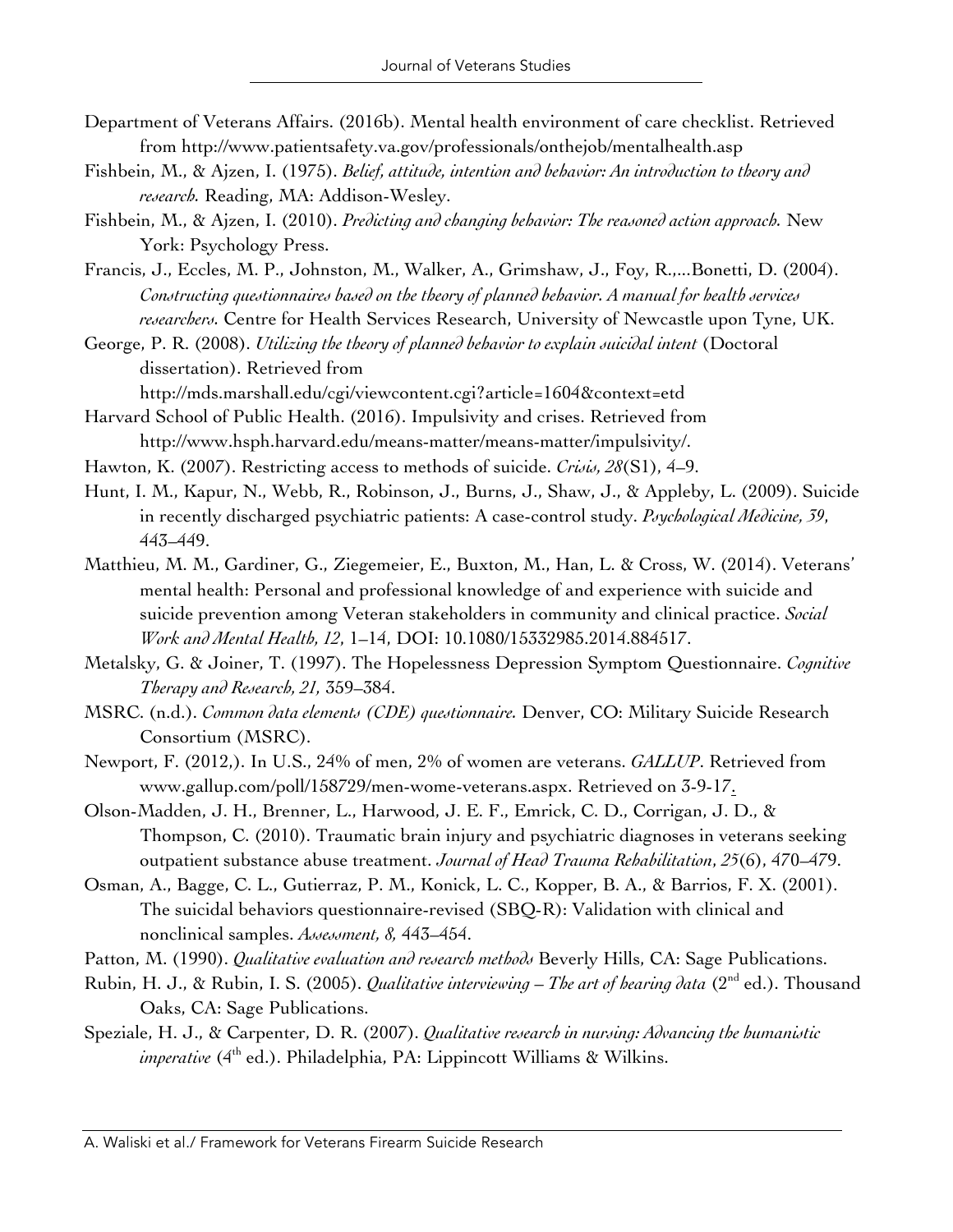Department of Veterans Affairs. (2016b). Mental health environment of care checklist. Retrieved from http://www.patientsafety.va.gov/professionals/onthejob/mentalhealth.asp

Fishbein, M., & Ajzen, I. (1975). *Belief, attitude, intention and behavior: An introduction to theory and research.* Reading, MA: Addison-Wesley.

Fishbein, M., & Ajzen, I. (2010). *Predicting and changing behavior: The reasoned action approach.* New York: Psychology Press.

Francis, J., Eccles, M. P., Johnston, M., Walker, A., Grimshaw, J., Foy, R.,...Bonetti, D. (2004). *Constructing questionnaires based on the theory of planned behavior. A manual for health services researchers.* Centre for Health Services Research, University of Newcastle upon Tyne, UK.

George, P. R. (2008). *Utilizing the theory of planned behavior to explain suicidal intent* (Doctoral dissertation). Retrieved from http://mds.marshall.edu/cgi/viewcontent.cgi?article=1604&context=etd

Harvard School of Public Health. (2016). Impulsivity and crises. Retrieved from http://www.hsph.harvard.edu/means-matter/means-matter/impulsivity/.

Hawton, K. (2007). Restricting access to methods of suicide. *Crisis, 28*(S1), 4–9.

Hunt, I. M., Kapur, N., Webb, R., Robinson, J., Burns, J., Shaw, J., & Appleby, L. (2009). Suicide in recently discharged psychiatric patients: A case-control study. *Psychological Medicine, 39*, 443–449.

Matthieu, M. M., Gardiner, G., Ziegemeier, E., Buxton, M., Han, L. & Cross, W. (2014). Veterans' mental health: Personal and professional knowledge of and experience with suicide and suicide prevention among Veteran stakeholders in community and clinical practice. *Social Work and Mental Health, 12*, 1–14, DOI: 10.1080/15332985.2014.884517.

Metalsky, G. & Joiner, T. (1997). The Hopelessness Depression Symptom Questionnaire. *Cognitive Therapy and Research, 21,* 359–384.

MSRC. (n.d.). *Common data elements (CDE) questionnaire.* Denver, CO: Military Suicide Research Consortium (MSRC).

Newport, F. (2012,). In U.S., 24% of men, 2% of women are veterans. *GALLUP*. Retrieved from www.gallup.com/poll/158729/men-wome-veterans.aspx. Retrieved on 3-9-17.

Olson-Madden, J. H., Brenner, L., Harwood, J. E. F., Emrick, C. D., Corrigan, J. D., & Thompson, C. (2010). Traumatic brain injury and psychiatric diagnoses in veterans seeking outpatient substance abuse treatment. *Journal of Head Trauma Rehabilitation*, *25*(6), 470–479.

Osman, A., Bagge, C. L., Gutierraz, P. M., Konick, L. C., Kopper, B. A., & Barrios, F. X. (2001). The suicidal behaviors questionnaire-revised (SBQ-R): Validation with clinical and nonclinical samples. *Assessment, 8,* 443–454.

Patton, M. (1990). *Qualitative evaluation and research methods* Beverly Hills, CA: Sage Publications.

Rubin, H. J., & Rubin, I. S. (2005). *Qualitative interviewing – The art of hearing data* (2nd ed.). Thousand Oaks, CA: Sage Publications.

Speziale, H. J., & Carpenter, D. R. (2007). *Qualitative research in nursing: Advancing the humanistic imperative* (4th ed.). Philadelphia, PA: Lippincott Williams & Wilkins.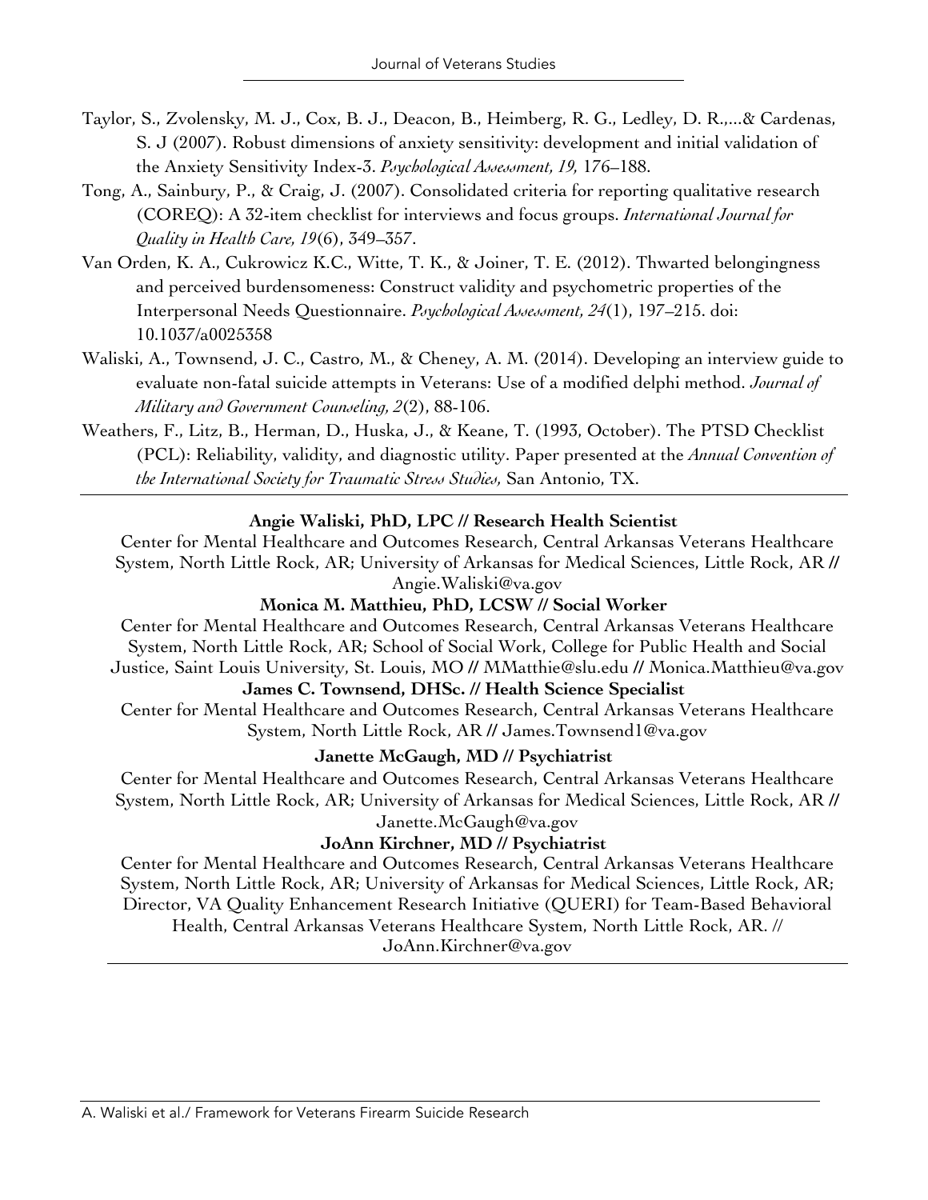Taylor, S., Zvolensky, M. J., Cox, B. J., Deacon, B., Heimberg, R. G., Ledley, D. R.,...& Cardenas, S. J (2007). Robust dimensions of anxiety sensitivity: development and initial validation of the Anxiety Sensitivity Index-3. *Psychological Assessment, 19,* 176–188.

Tong, A., Sainbury, P., & Craig, J. (2007). Consolidated criteria for reporting qualitative research (COREQ): A 32-item checklist for interviews and focus groups. *International Journal for Quality in Health Care, 19*(6), 349–357.

Van Orden, K. A., Cukrowicz K.C., Witte, T. K., & Joiner, T. E. (2012). Thwarted belongingness and perceived burdensomeness: Construct validity and psychometric properties of the Interpersonal Needs Questionnaire. *Psychological Assessment, 24*(1), 197–215. doi: 10.1037/a0025358

Waliski, A., Townsend, J. C., Castro, M., & Cheney, A. M. (2014). Developing an interview guide to evaluate non-fatal suicide attempts in Veterans: Use of a modified delphi method. *Journal of Military and Government Counseling, 2*(2), 88-106.

Weathers, F., Litz, B., Herman, D., Huska, J., & Keane, T. (1993, October). The PTSD Checklist (PCL): Reliability, validity, and diagnostic utility. Paper presented at the *Annual Convention of the International Society for Traumatic Stress Studies,* San Antonio, TX.

---

**Angie Waliski, PhD, LPC // Research Health Scientist**
Center for Mental Healthcare and Outcomes Research, Central Arkansas Veterans Healthcare System, North Little Rock, AR; University of Arkansas for Medical Sciences, Little Rock, AR // Angie.Waliski@va.gov

**Monica M. Matthieu, PhD, LCSW // Social Worker**
Center for Mental Healthcare and Outcomes Research, Central Arkansas Veterans Healthcare System, North Little Rock, AR; School of Social Work, College for Public Health and Social Justice, Saint Louis University, St. Louis, MO // MMatthie@slu.edu // Monica.Matthieu@va.gov

**James C. Townsend, DHSc. // Health Science Specialist**
Center for Mental Healthcare and Outcomes Research, Central Arkansas Veterans Healthcare System, North Little Rock, AR // James.Townsend1@va.gov

**Janette McGaugh, MD // Psychiatrist**
Center for Mental Healthcare and Outcomes Research, Central Arkansas Veterans Healthcare System, North Little Rock, AR; University of Arkansas for Medical Sciences, Little Rock, AR // Janette.McGaugh@va.gov

**JoAnn Kirchner, MD // Psychiatrist**
Center for Mental Healthcare and Outcomes Research, Central Arkansas Veterans Healthcare System, North Little Rock, AR; University of Arkansas for Medical Sciences, Little Rock, AR; Director, VA Quality Enhancement Research Initiative (QUERI) for Team-Based Behavioral Health, Central Arkansas Veterans Healthcare System, North Little Rock, AR. // JoAnn.Kirchner@va.gov